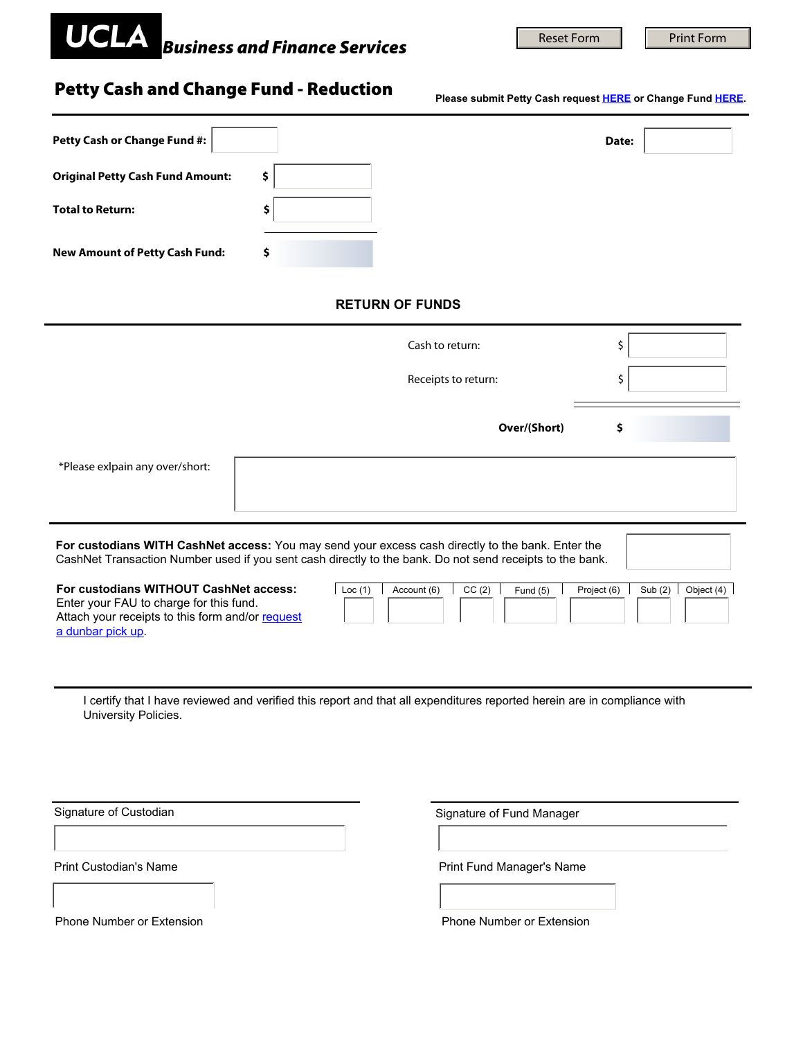**UCLA** ***Business and Finance Services***

Reset Form | Print Form

# Petty Cash and Change Fund - Reduction

**Please submit Petty Cash request HERE or Change Fund HERE.**

**Petty Cash or Change Fund #:** ____________ **Date:** ____________

**Original Petty Cash Fund Amount:** **$** ____________

**Total to Return:** **$** ____________

**New Amount of Petty Cash Fund:** **$** ____________

## RETURN OF FUNDS

Cash to return: $ ____________

Receipts to return: $ ____________

**Over/(Short)** **$** ____________

*Please exlpain any over/short: ____________

**For custodians WITH CashNet access:** You may send your excess cash directly to the bank. Enter the CashNet Transaction Number used if you sent cash directly to the bank. Do not send receipts to the bank. ____________

**For custodians WITHOUT CashNet access:**
Enter your FAU to charge for this fund.
Attach your receipts to this form and/or request a dunbar pick up.

| Loc (1) | Account (6) | CC (2) | Fund (5) | Project (6) | Sub (2) | Object (4) |
|---|---|---|---|---|---|---|
| | | | | | | |

I certify that I have reviewed and verified this report and that all expenditures reported herein are in compliance with University Policies.

Signature of Custodian ____________

Print Custodian's Name ____________

Phone Number or Extension

Signature of Fund Manager ____________

Print Fund Manager's Name ____________

Phone Number or Extension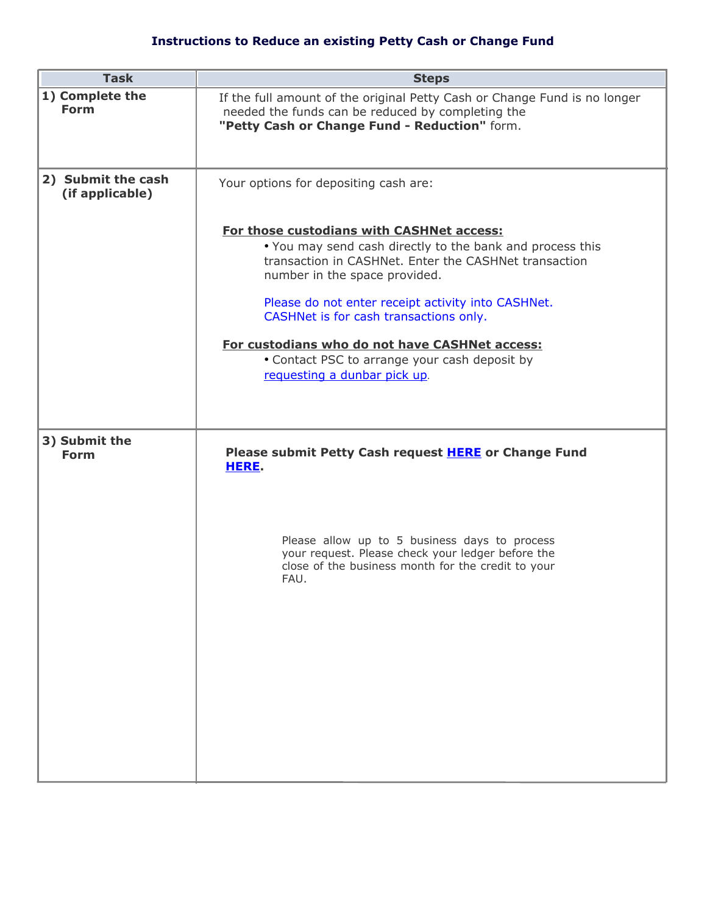## Instructions to Reduce an existing Petty Cash or Change Fund

| Task | Steps |
|---|---|
| **1) Complete the Form** | If the full amount of the original Petty Cash or Change Fund is no longer needed the funds can be reduced by completing the **"Petty Cash or Change Fund - Reduction"** form. |
| **2) Submit the cash (if applicable)** | Your options for depositing cash are:<br><br>**For those custodians with CASHNet access:**<br>• You may send cash directly to the bank and process this transaction in CASHNet. Enter the CASHNet transaction number in the space provided.<br><br>Please do not enter receipt activity into CASHNet. CASHNet is for cash transactions only.<br><br>**For custodians who do not have CASHNet access:**<br>• Contact PSC to arrange your cash deposit by requesting a dunbar pick up. |
| **3) Submit the Form** | **Please submit Petty Cash request HERE or Change Fund HERE.**<br><br>Please allow up to 5 business days to process your request. Please check your ledger before the close of the business month for the credit to your FAU. |